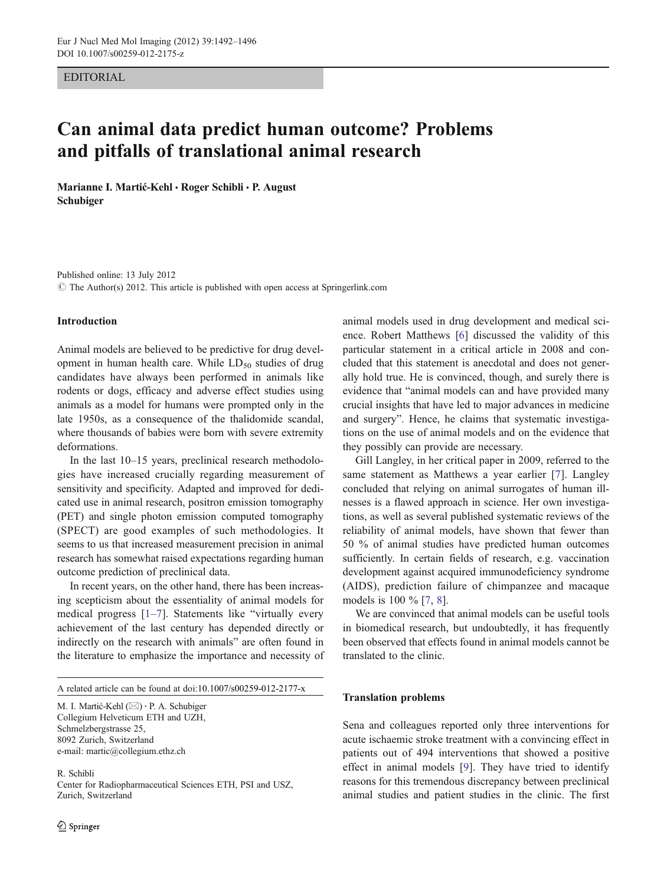EDITORIAL

# Can animal data predict human outcome? Problems and pitfalls of translational animal research

**Marianne I. Martić-Kehl · Roger Schibli · P. August Schubiger**

Published online: 13 July 2012
© The Author(s) 2012. This article is published with open access at Springerlink.com

## Introduction

Animal models are believed to be predictive for drug development in human health care. While $LD_{50}$ studies of drug candidates have always been performed in animals like rodents or dogs, efficacy and adverse effect studies using animals as a model for humans were prompted only in the late 1950s, as a consequence of the thalidomide scandal, where thousands of babies were born with severe extremity deformations.

In the last 10–15 years, preclinical research methodologies have increased crucially regarding measurement of sensitivity and specificity. Adapted and improved for dedicated use in animal research, positron emission tomography (PET) and single photon emission computed tomography (SPECT) are good examples of such methodologies. It seems to us that increased measurement precision in animal research has somewhat raised expectations regarding human outcome prediction of preclinical data.

In recent years, on the other hand, there has been increasing scepticism about the essentiality of animal models for medical progress [1–7]. Statements like "virtually every achievement of the last century has depended directly or indirectly on the research with animals" are often found in the literature to emphasize the importance and necessity of animal models used in drug development and medical science. Robert Matthews [6] discussed the validity of this particular statement in a critical article in 2008 and concluded that this statement is anecdotal and does not generally hold true. He is convinced, though, and surely there is evidence that "animal models can and have provided many crucial insights that have led to major advances in medicine and surgery". Hence, he claims that systematic investigations on the use of animal models and on the evidence that they possibly can provide are necessary.

Gill Langley, in her critical paper in 2009, referred to the same statement as Matthews a year earlier [7]. Langley concluded that relying on animal surrogates of human illnesses is a flawed approach in science. Her own investigations, as well as several published systematic reviews of the reliability of animal models, have shown that fewer than 50 % of animal studies have predicted human outcomes sufficiently. In certain fields of research, e.g. vaccination development against acquired immunodeficiency syndrome (AIDS), prediction failure of chimpanzee and macaque models is 100 % [7, 8].

We are convinced that animal models can be useful tools in biomedical research, but undoubtedly, it has frequently been observed that effects found in animal models cannot be translated to the clinic.

## Translation problems

Sena and colleagues reported only three interventions for acute ischaemic stroke treatment with a convincing effect in patients out of 494 interventions that showed a positive effect in animal models [9]. They have tried to identify reasons for this tremendous discrepancy between preclinical animal studies and patient studies in the clinic. The first

---

A related article can be found at doi:10.1007/s00259-012-2177-x

M. I. Martić-Kehl (✉) · P. A. Schubiger
Collegium Helveticum ETH and UZH,
Schmelzbergstrasse 25,
8092 Zurich, Switzerland
e-mail: martic@collegium.ethz.ch

R. Schibli
Center for Radiopharmaceutical Sciences ETH, PSI and USZ,
Zurich, Switzerland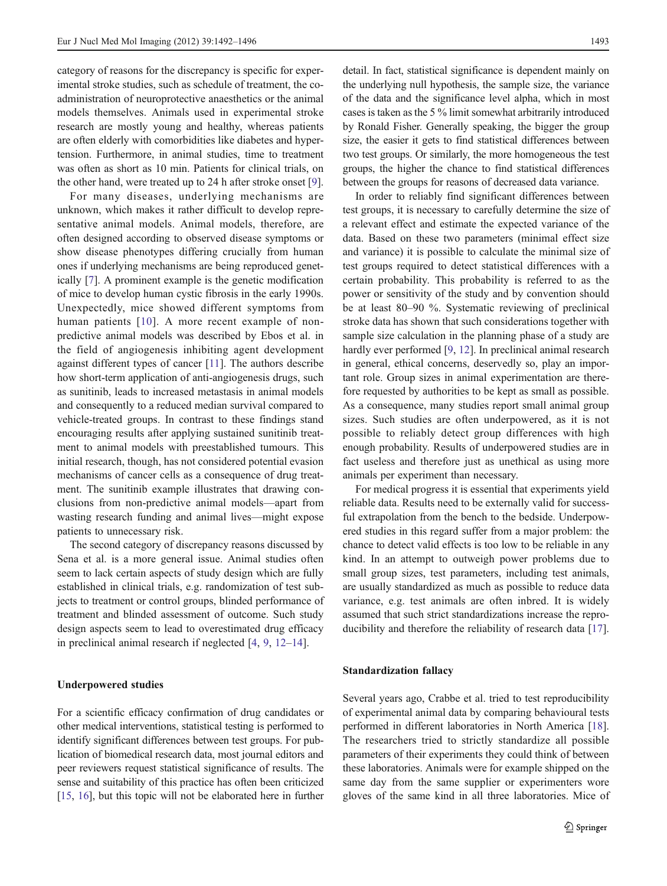category of reasons for the discrepancy is specific for experimental stroke studies, such as schedule of treatment, the co-administration of neuroprotective anaesthetics or the animal models themselves. Animals used in experimental stroke research are mostly young and healthy, whereas patients are often elderly with comorbidities like diabetes and hypertension. Furthermore, in animal studies, time to treatment was often as short as 10 min. Patients for clinical trials, on the other hand, were treated up to 24 h after stroke onset [9].

For many diseases, underlying mechanisms are unknown, which makes it rather difficult to develop representative animal models. Animal models, therefore, are often designed according to observed disease symptoms or show disease phenotypes differing crucially from human ones if underlying mechanisms are being reproduced genetically [7]. A prominent example is the genetic modification of mice to develop human cystic fibrosis in the early 1990s. Unexpectedly, mice showed different symptoms from human patients [10]. A more recent example of non-predictive animal models was described by Ebos et al. in the field of angiogenesis inhibiting agent development against different types of cancer [11]. The authors describe how short-term application of anti-angiogenesis drugs, such as sunitinib, leads to increased metastasis in animal models and consequently to a reduced median survival compared to vehicle-treated groups. In contrast to these findings stand encouraging results after applying sustained sunitinib treatment to animal models with preestablished tumours. This initial research, though, has not considered potential evasion mechanisms of cancer cells as a consequence of drug treatment. The sunitinib example illustrates that drawing conclusions from non-predictive animal models—apart from wasting research funding and animal lives—might expose patients to unnecessary risk.

The second category of discrepancy reasons discussed by Sena et al. is a more general issue. Animal studies often seem to lack certain aspects of study design which are fully established in clinical trials, e.g. randomization of test subjects to treatment or control groups, blinded performance of treatment and blinded assessment of outcome. Such study design aspects seem to lead to overestimated drug efficacy in preclinical animal research if neglected [4, 9, 12–14].

## Underpowered studies

For a scientific efficacy confirmation of drug candidates or other medical interventions, statistical testing is performed to identify significant differences between test groups. For publication of biomedical research data, most journal editors and peer reviewers request statistical significance of results. The sense and suitability of this practice has often been criticized [15, 16], but this topic will not be elaborated here in further detail. In fact, statistical significance is dependent mainly on the underlying null hypothesis, the sample size, the variance of the data and the significance level alpha, which in most cases is taken as the 5 % limit somewhat arbitrarily introduced by Ronald Fisher. Generally speaking, the bigger the group size, the easier it gets to find statistical differences between two test groups. Or similarly, the more homogeneous the test groups, the higher the chance to find statistical differences between the groups for reasons of decreased data variance.

In order to reliably find significant differences between test groups, it is necessary to carefully determine the size of a relevant effect and estimate the expected variance of the data. Based on these two parameters (minimal effect size and variance) it is possible to calculate the minimal size of test groups required to detect statistical differences with a certain probability. This probability is referred to as the power or sensitivity of the study and by convention should be at least 80–90 %. Systematic reviewing of preclinical stroke data has shown that such considerations together with sample size calculation in the planning phase of a study are hardly ever performed [9, 12]. In preclinical animal research in general, ethical concerns, deservedly so, play an important role. Group sizes in animal experimentation are therefore requested by authorities to be kept as small as possible. As a consequence, many studies report small animal group sizes. Such studies are often underpowered, as it is not possible to reliably detect group differences with high enough probability. Results of underpowered studies are in fact useless and therefore just as unethical as using more animals per experiment than necessary.

For medical progress it is essential that experiments yield reliable data. Results need to be externally valid for successful extrapolation from the bench to the bedside. Underpowered studies in this regard suffer from a major problem: the chance to detect valid effects is too low to be reliable in any kind. In an attempt to outweigh power problems due to small group sizes, test parameters, including test animals, are usually standardized as much as possible to reduce data variance, e.g. test animals are often inbred. It is widely assumed that such strict standardizations increase the reproducibility and therefore the reliability of research data [17].

## Standardization fallacy

Several years ago, Crabbe et al. tried to test reproducibility of experimental animal data by comparing behavioural tests performed in different laboratories in North America [18]. The researchers tried to strictly standardize all possible parameters of their experiments they could think of between these laboratories. Animals were for example shipped on the same day from the same supplier or experimenters wore gloves of the same kind in all three laboratories. Mice of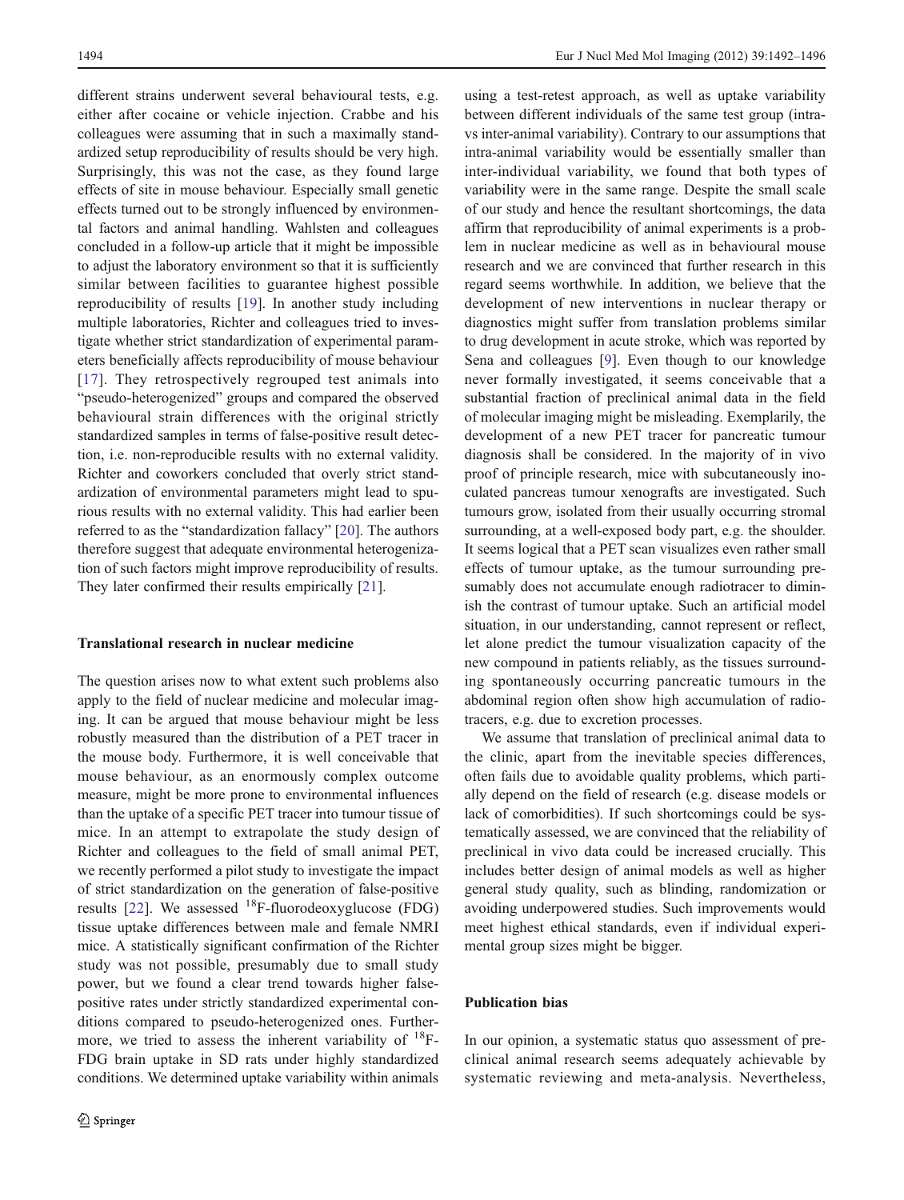different strains underwent several behavioural tests, e.g. either after cocaine or vehicle injection. Crabbe and his colleagues were assuming that in such a maximally standardized setup reproducibility of results should be very high. Surprisingly, this was not the case, as they found large effects of site in mouse behaviour. Especially small genetic effects turned out to be strongly influenced by environmental factors and animal handling. Wahlsten and colleagues concluded in a follow-up article that it might be impossible to adjust the laboratory environment so that it is sufficiently similar between facilities to guarantee highest possible reproducibility of results [19]. In another study including multiple laboratories, Richter and colleagues tried to investigate whether strict standardization of experimental parameters beneficially affects reproducibility of mouse behaviour [17]. They retrospectively regrouped test animals into "pseudo-heterogenized" groups and compared the observed behavioural strain differences with the original strictly standardized samples in terms of false-positive result detection, i.e. non-reproducible results with no external validity. Richter and coworkers concluded that overly strict standardization of environmental parameters might lead to spurious results with no external validity. This had earlier been referred to as the "standardization fallacy" [20]. The authors therefore suggest that adequate environmental heterogenization of such factors might improve reproducibility of results. They later confirmed their results empirically [21].

## Translational research in nuclear medicine

The question arises now to what extent such problems also apply to the field of nuclear medicine and molecular imaging. It can be argued that mouse behaviour might be less robustly measured than the distribution of a PET tracer in the mouse body. Furthermore, it is well conceivable that mouse behaviour, as an enormously complex outcome measure, might be more prone to environmental influences than the uptake of a specific PET tracer into tumour tissue of mice. In an attempt to extrapolate the study design of Richter and colleagues to the field of small animal PET, we recently performed a pilot study to investigate the impact of strict standardization on the generation of false-positive results [22]. We assessed $^{18}$F-fluorodeoxyglucose (FDG) tissue uptake differences between male and female NMRI mice. A statistically significant confirmation of the Richter study was not possible, presumably due to small study power, but we found a clear trend towards higher false-positive rates under strictly standardized experimental conditions compared to pseudo-heterogenized ones. Furthermore, we tried to assess the inherent variability of $^{18}$F-FDG brain uptake in SD rats under highly standardized conditions. We determined uptake variability within animals using a test-retest approach, as well as uptake variability between different individuals of the same test group (intra- vs inter-animal variability). Contrary to our assumptions that intra-animal variability would be essentially smaller than inter-individual variability, we found that both types of variability were in the same range. Despite the small scale of our study and hence the resultant shortcomings, the data affirm that reproducibility of animal experiments is a problem in nuclear medicine as well as in behavioural mouse research and we are convinced that further research in this regard seems worthwhile. In addition, we believe that the development of new interventions in nuclear therapy or diagnostics might suffer from translation problems similar to drug development in acute stroke, which was reported by Sena and colleagues [9]. Even though to our knowledge never formally investigated, it seems conceivable that a substantial fraction of preclinical animal data in the field of molecular imaging might be misleading. Exemplarily, the development of a new PET tracer for pancreatic tumour diagnosis shall be considered. In the majority of in vivo proof of principle research, mice with subcutaneously inoculated pancreas tumour xenografts are investigated. Such tumours grow, isolated from their usually occurring stromal surrounding, at a well-exposed body part, e.g. the shoulder. It seems logical that a PET scan visualizes even rather small effects of tumour uptake, as the tumour surrounding presumably does not accumulate enough radiotracer to diminish the contrast of tumour uptake. Such an artificial model situation, in our understanding, cannot represent or reflect, let alone predict the tumour visualization capacity of the new compound in patients reliably, as the tissues surrounding spontaneously occurring pancreatic tumours in the abdominal region often show high accumulation of radiotracers, e.g. due to excretion processes.

We assume that translation of preclinical animal data to the clinic, apart from the inevitable species differences, often fails due to avoidable quality problems, which partially depend on the field of research (e.g. disease models or lack of comorbidities). If such shortcomings could be systematically assessed, we are convinced that the reliability of preclinical in vivo data could be increased crucially. This includes better design of animal models as well as higher general study quality, such as blinding, randomization or avoiding underpowered studies. Such improvements would meet highest ethical standards, even if individual experimental group sizes might be bigger.

## Publication bias

In our opinion, a systematic status quo assessment of preclinical animal research seems adequately achievable by systematic reviewing and meta-analysis. Nevertheless,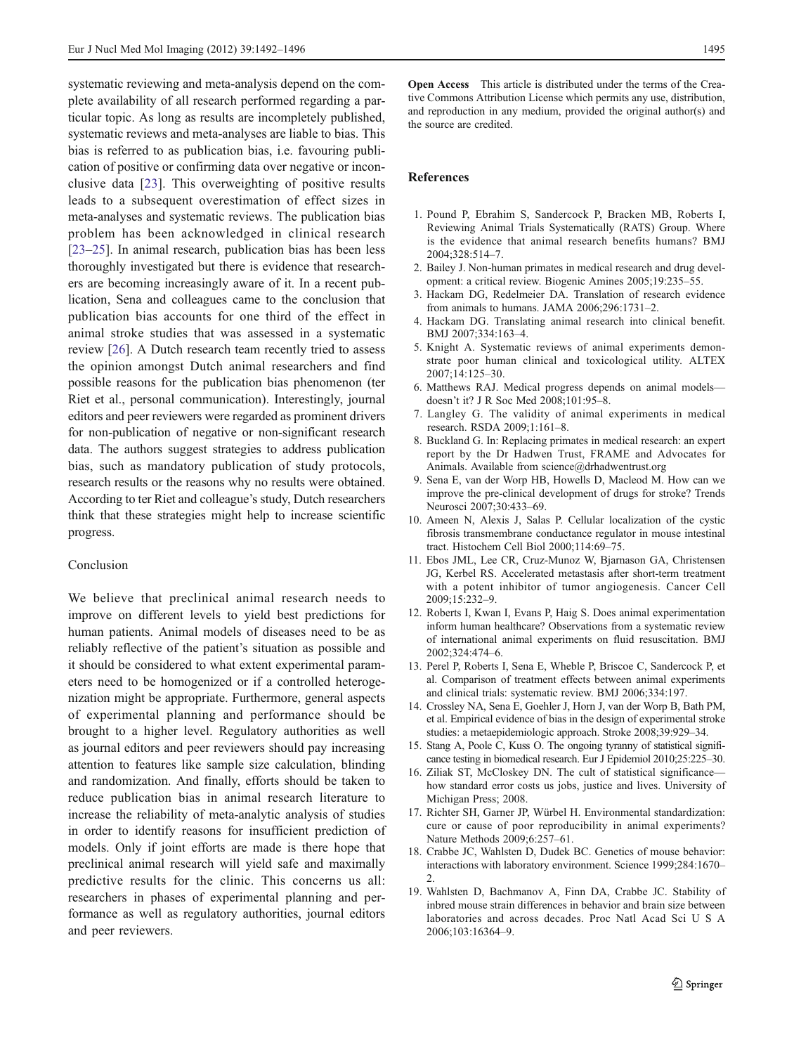systematic reviewing and meta-analysis depend on the complete availability of all research performed regarding a particular topic. As long as results are incompletely published, systematic reviews and meta-analyses are liable to bias. This bias is referred to as publication bias, i.e. favouring publication of positive or confirming data over negative or inconclusive data [23]. This overweighting of positive results leads to a subsequent overestimation of effect sizes in meta-analyses and systematic reviews. The publication bias problem has been acknowledged in clinical research [23–25]. In animal research, publication bias has been less thoroughly investigated but there is evidence that researchers are becoming increasingly aware of it. In a recent publication, Sena and colleagues came to the conclusion that publication bias accounts for one third of the effect in animal stroke studies that was assessed in a systematic review [26]. A Dutch research team recently tried to assess the opinion amongst Dutch animal researchers and find possible reasons for the publication bias phenomenon (ter Riet et al., personal communication). Interestingly, journal editors and peer reviewers were regarded as prominent drivers for non-publication of negative or non-significant research data. The authors suggest strategies to address publication bias, such as mandatory publication of study protocols, research results or the reasons why no results were obtained. According to ter Riet and colleague's study, Dutch researchers think that these strategies might help to increase scientific progress.

## Conclusion

We believe that preclinical animal research needs to improve on different levels to yield best predictions for human patients. Animal models of diseases need to be as reliably reflective of the patient's situation as possible and it should be considered to what extent experimental parameters need to be homogenized or if a controlled heterogenization might be appropriate. Furthermore, general aspects of experimental planning and performance should be brought to a higher level. Regulatory authorities as well as journal editors and peer reviewers should pay increasing attention to features like sample size calculation, blinding and randomization. And finally, efforts should be taken to reduce publication bias in animal research literature to increase the reliability of meta-analytic analysis of studies in order to identify reasons for insufficient prediction of models. Only if joint efforts are made is there hope that preclinical animal research will yield safe and maximally predictive results for the clinic. This concerns us all: researchers in phases of experimental planning and performance as well as regulatory authorities, journal editors and peer reviewers.

**Open Access** This article is distributed under the terms of the Creative Commons Attribution License which permits any use, distribution, and reproduction in any medium, provided the original author(s) and the source are credited.

## References

1. Pound P, Ebrahim S, Sandercock P, Bracken MB, Roberts I, Reviewing Animal Trials Systematically (RATS) Group. Where is the evidence that animal research benefits humans? BMJ 2004;328:514–7.
2. Bailey J. Non-human primates in medical research and drug development: a critical review. Biogenic Amines 2005;19:235–55.
3. Hackam DG, Redelmeier DA. Translation of research evidence from animals to humans. JAMA 2006;296:1731–2.
4. Hackam DG. Translating animal research into clinical benefit. BMJ 2007;334:163–4.
5. Knight A. Systematic reviews of animal experiments demonstrate poor human clinical and toxicological utility. ALTEX 2007;14:125–30.
6. Matthews RAJ. Medical progress depends on animal models—doesn't it? J R Soc Med 2008;101:95–8.
7. Langley G. The validity of animal experiments in medical research. RSDA 2009;1:161–8.
8. Buckland G. In: Replacing primates in medical research: an expert report by the Dr Hadwen Trust, FRAME and Advocates for Animals. Available from science@drhadwentrust.org
9. Sena E, van der Worp HB, Howells D, Macleod M. How can we improve the pre-clinical development of drugs for stroke? Trends Neurosci 2007;30:433–69.
10. Ameen N, Alexis J, Salas P. Cellular localization of the cystic fibrosis transmembrane conductance regulator in mouse intestinal tract. Histochem Cell Biol 2000;114:69–75.
11. Ebos JML, Lee CR, Cruz-Munoz W, Bjarnason GA, Christensen JG, Kerbel RS. Accelerated metastasis after short-term treatment with a potent inhibitor of tumor angiogenesis. Cancer Cell 2009;15:232–9.
12. Roberts I, Kwan I, Evans P, Haig S. Does animal experimentation inform human healthcare? Observations from a systematic review of international animal experiments on fluid resuscitation. BMJ 2002;324:474–6.
13. Perel P, Roberts I, Sena E, Wheble P, Briscoe C, Sandercock P, et al. Comparison of treatment effects between animal experiments and clinical trials: systematic review. BMJ 2006;334:197.
14. Crossley NA, Sena E, Goehler J, Horn J, van der Worp B, Bath PM, et al. Empirical evidence of bias in the design of experimental stroke studies: a metaepidemiologic approach. Stroke 2008;39:929–34.
15. Stang A, Poole C, Kuss O. The ongoing tyranny of statistical significance testing in biomedical research. Eur J Epidemiol 2010;25:225–30.
16. Ziliak ST, McCloskey DN. The cult of statistical significance—how standard error costs us jobs, justice and lives. University of Michigan Press; 2008.
17. Richter SH, Garner JP, Würbel H. Environmental standardization: cure or cause of poor reproducibility in animal experiments? Nature Methods 2009;6:257–61.
18. Crabbe JC, Wahlsten D, Dudek BC. Genetics of mouse behavior: interactions with laboratory environment. Science 1999;284:1670–2.
19. Wahlsten D, Bachmanov A, Finn DA, Crabbe JC. Stability of inbred mouse strain differences in behavior and brain size between laboratories and across decades. Proc Natl Acad Sci U S A 2006;103:16364–9.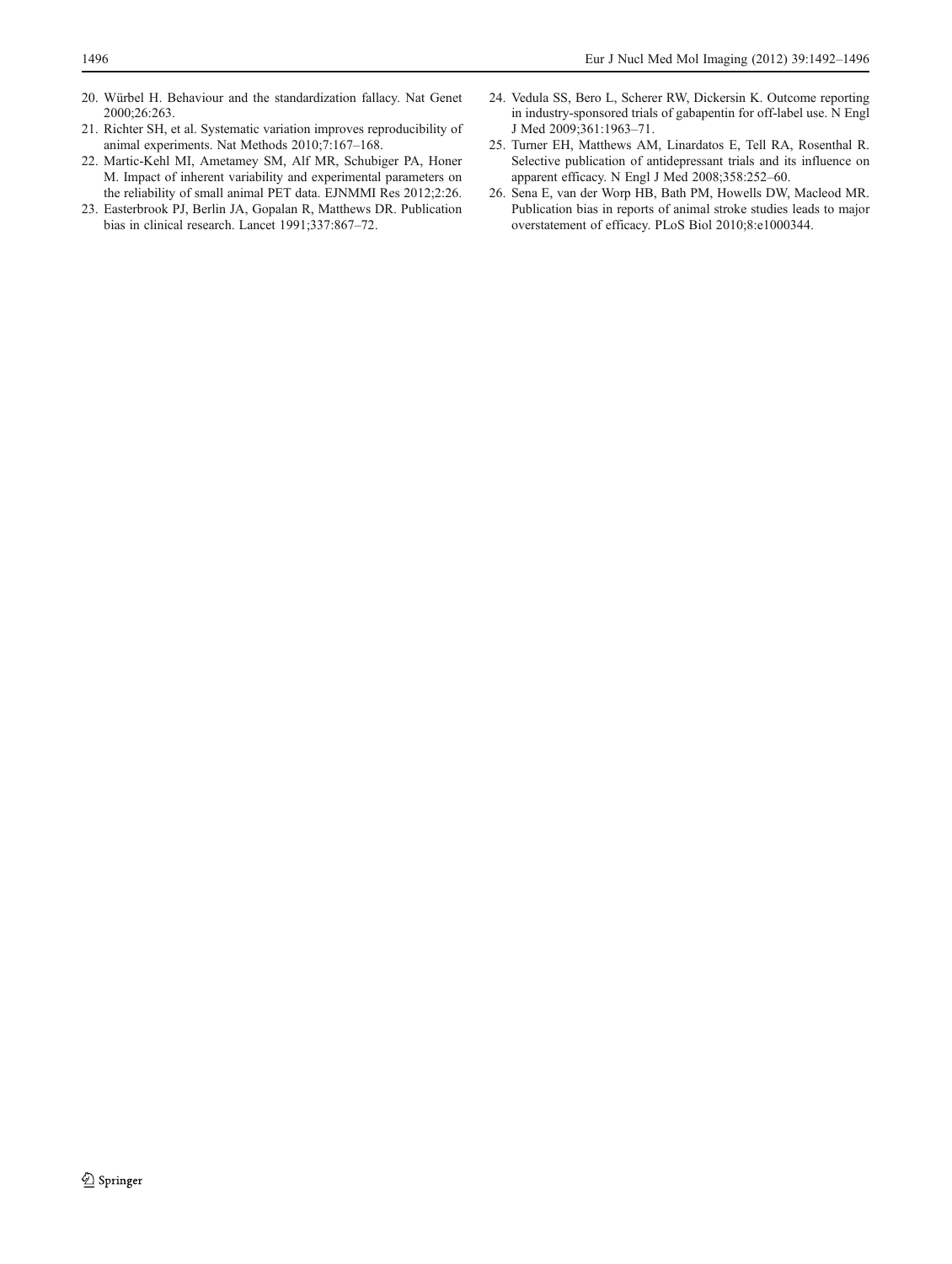20. Würbel H. Behaviour and the standardization fallacy. Nat Genet 2000;26:263.
21. Richter SH, et al. Systematic variation improves reproducibility of animal experiments. Nat Methods 2010;7:167–168.
22. Martic-Kehl MI, Ametamey SM, Alf MR, Schubiger PA, Honer M. Impact of inherent variability and experimental parameters on the reliability of small animal PET data. EJNMMI Res 2012;2:26.
23. Easterbrook PJ, Berlin JA, Gopalan R, Matthews DR. Publication bias in clinical research. Lancet 1991;337:867–72.
24. Vedula SS, Bero L, Scherer RW, Dickersin K. Outcome reporting in industry-sponsored trials of gabapentin for off-label use. N Engl J Med 2009;361:1963–71.
25. Turner EH, Matthews AM, Linardatos E, Tell RA, Rosenthal R. Selective publication of antidepressant trials and its influence on apparent efficacy. N Engl J Med 2008;358:252–60.
26. Sena E, van der Worp HB, Bath PM, Howells DW, Macleod MR. Publication bias in reports of animal stroke studies leads to major overstatement of efficacy. PLoS Biol 2010;8:e1000344.